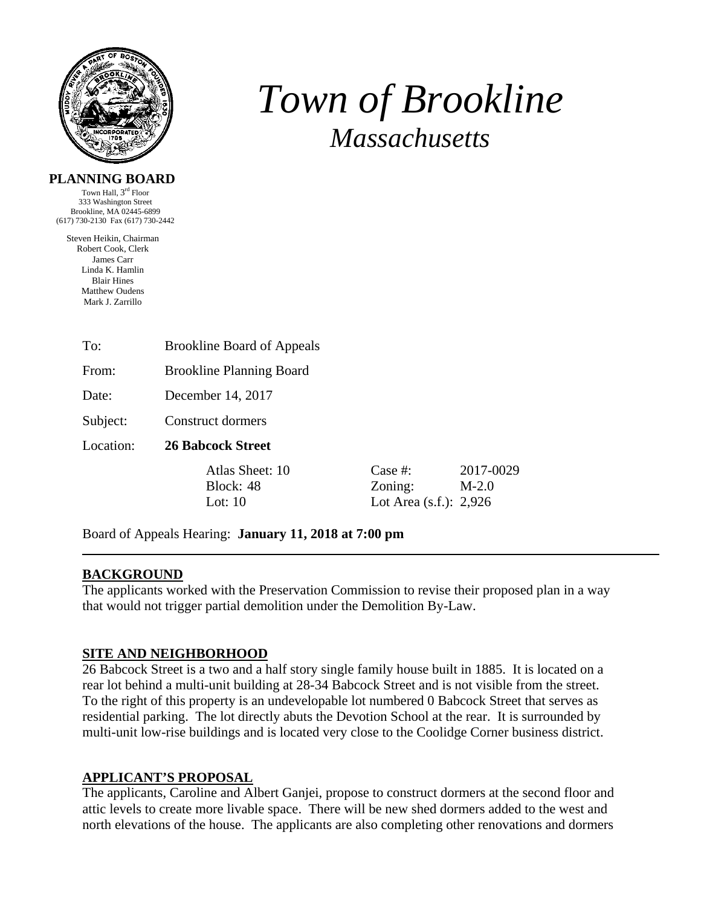# *Town of Brookline*

## *Massachusetts*

**PLANNING BOARD**

Town Hall, 3rd Floor
333 Washington Street
Brookline, MA 02445-6899
(617) 730-2130 Fax (617) 730-2442

Steven Heikin, Chairman
Robert Cook, Clerk
James Carr
Linda K. Hamlin
Blair Hines
Matthew Oudens
Mark J. Zarrillo

To: Brookline Board of Appeals

From: Brookline Planning Board

Date: December 14, 2017

Subject: Construct dormers

Location: **26 Babcock Street**

| Atlas Sheet: 10 | Case #: | 2017-0029 |
|---|---|---|
| Block: 48 | Zoning: | M-2.0 |
| Lot: 10 | Lot Area (s.f.): | 2,926 |

Board of Appeals Hearing: **January 11, 2018 at 7:00 pm**

---

## BACKGROUND

The applicants worked with the Preservation Commission to revise their proposed plan in a way that would not trigger partial demolition under the Demolition By-Law.

## SITE AND NEIGHBORHOOD

26 Babcock Street is a two and a half story single family house built in 1885. It is located on a rear lot behind a multi-unit building at 28-34 Babcock Street and is not visible from the street. To the right of this property is an undevelopable lot numbered 0 Babcock Street that serves as residential parking. The lot directly abuts the Devotion School at the rear. It is surrounded by multi-unit low-rise buildings and is located very close to the Coolidge Corner business district.

## APPLICANT'S PROPOSAL

The applicants, Caroline and Albert Ganjei, propose to construct dormers at the second floor and attic levels to create more livable space. There will be new shed dormers added to the west and north elevations of the house. The applicants are also completing other renovations and dormers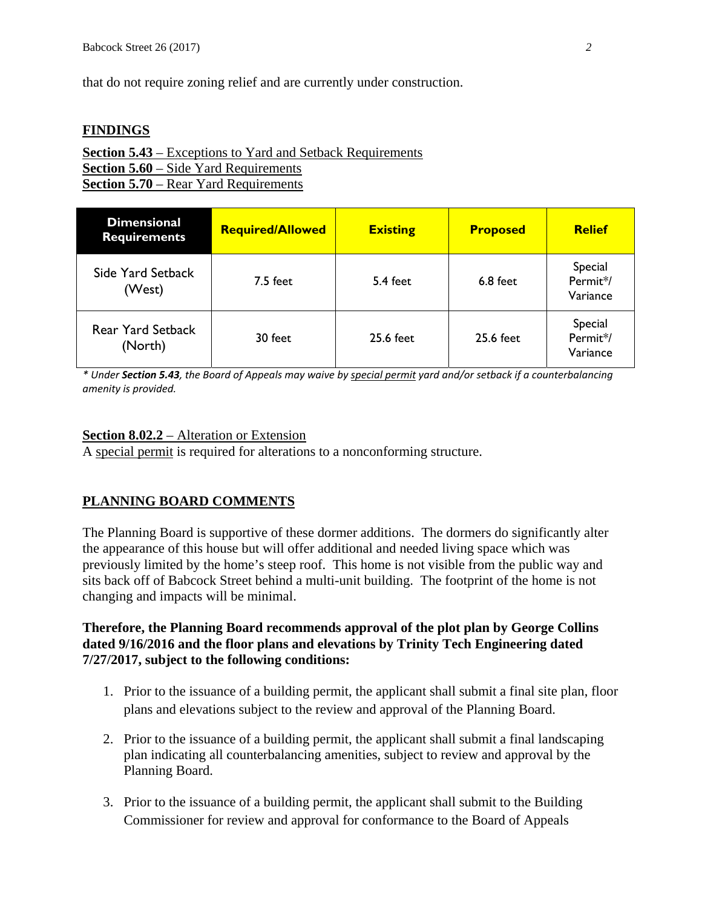that do not require zoning relief and are currently under construction.

## FINDINGS

**Section 5.43** – Exceptions to Yard and Setback Requirements
**Section 5.60** – Side Yard Requirements
**Section 5.70** – Rear Yard Requirements

| Dimensional Requirements | Required/Allowed | Existing | Proposed | Relief |
|---|---|---|---|---|
| Side Yard Setback (West) | 7.5 feet | 5.4 feet | 6.8 feet | Special Permit*/ Variance |
| Rear Yard Setback (North) | 30 feet | 25.6 feet | 25.6 feet | Special Permit*/ Variance |

*\* Under **Section 5.43**, the Board of Appeals may waive by special permit yard and/or setback if a counterbalancing amenity is provided.*

**Section 8.02.2** – Alteration or Extension
A special permit is required for alterations to a nonconforming structure.

## PLANNING BOARD COMMENTS

The Planning Board is supportive of these dormer additions. The dormers do significantly alter the appearance of this house but will offer additional and needed living space which was previously limited by the home's steep roof. This home is not visible from the public way and sits back off of Babcock Street behind a multi-unit building. The footprint of the home is not changing and impacts will be minimal.

**Therefore, the Planning Board recommends approval of the plot plan by George Collins dated 9/16/2016 and the floor plans and elevations by Trinity Tech Engineering dated 7/27/2017, subject to the following conditions:**

1. Prior to the issuance of a building permit, the applicant shall submit a final site plan, floor plans and elevations subject to the review and approval of the Planning Board.

2. Prior to the issuance of a building permit, the applicant shall submit a final landscaping plan indicating all counterbalancing amenities, subject to review and approval by the Planning Board.

3. Prior to the issuance of a building permit, the applicant shall submit to the Building Commissioner for review and approval for conformance to the Board of Appeals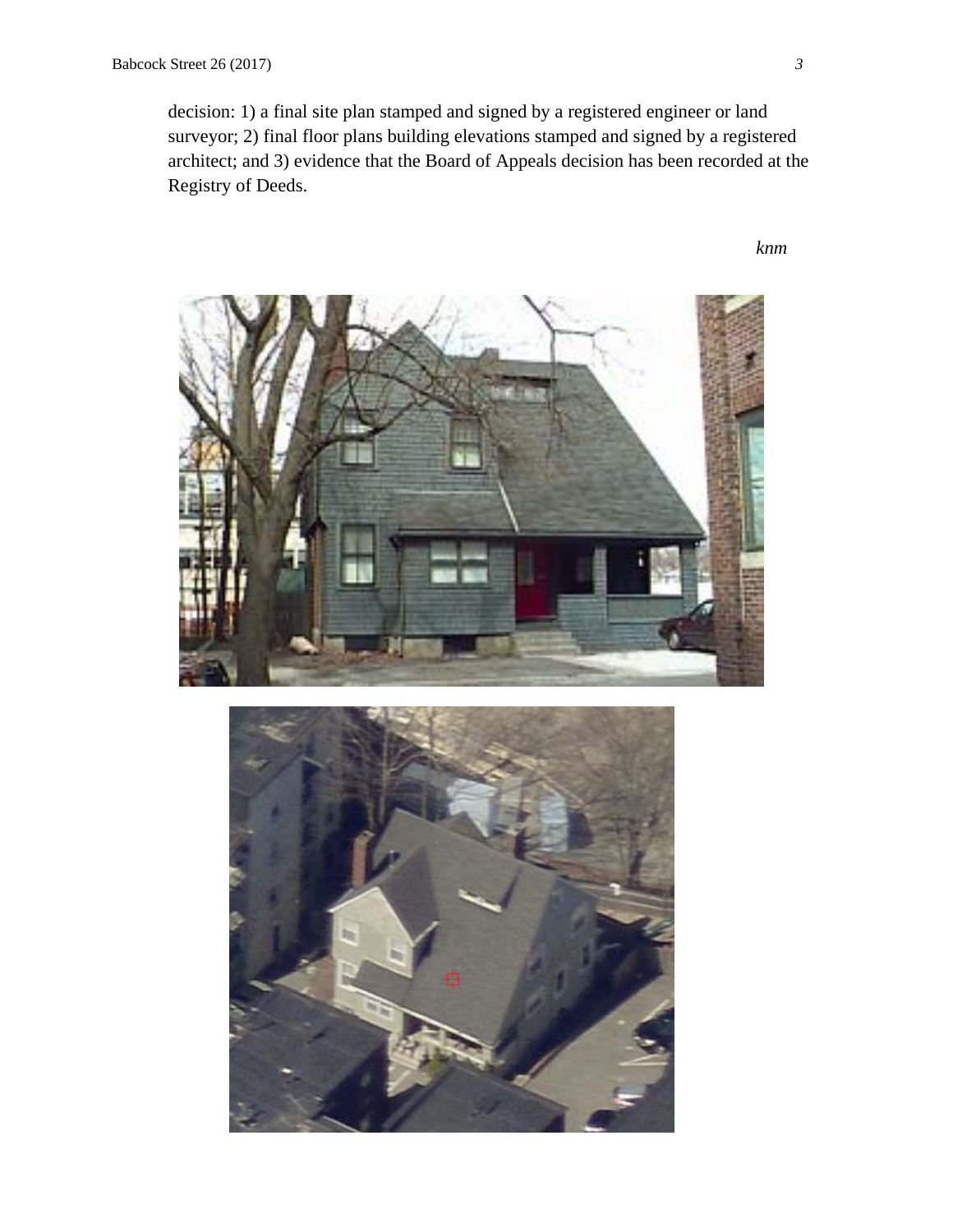decision: 1) a final site plan stamped and signed by a registered engineer or land surveyor; 2) final floor plans building elevations stamped and signed by a registered architect; and 3) evidence that the Board of Appeals decision has been recorded at the Registry of Deeds.

*knm*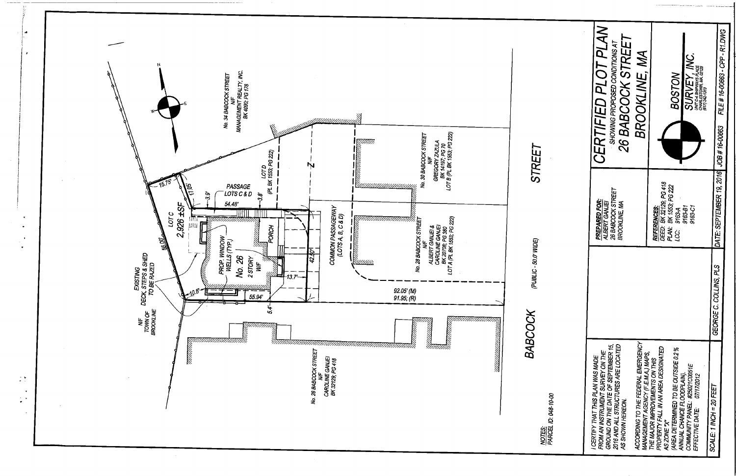# CERTIFIED PLOT PLAN

SHOWING PROPOSED CONDITIONS AT

## 26 BABCOCK STREET BROOKLINE, MA

**PREPARED FOR:**
ALBERT GANJEI
26 BABCOCK STREET
BROOKLINE, MA

**REFERENCES:**
DEED: BK 32129; PG 418
PLAN: BK 1553; PG 222
LCC: 9163-A
9163-B1
9163-C1

BOSTON SURVEY, INC.
UNIT C-4 SHIPWAYS PLACE
CHARLESTOWN, MA 02129
(617) 242-1313

No. 34 BABCOCK STREET
N/F
MANAGEMENT REALTY, INC.
BK 4090; PG 178

No. 30 BABCOCK STREET
N/F
GREGORY ZAZULA
BK 14197; PG 70
LOT B (PL BK 1553; PG 222)

No. 28 BABCOCK STREET
N/F
ALBERT GANJEI &
CAROLINE GANJEI
BK 20708; PG 380
LOT A (PL BK 1553; PG 222)

No. 28 BABCOCK STREET
N/F
CAROLINE GANJEI
BK 32129; PG 418

N/F
TOWN OF
BROOKLINE

EXISTING
DECK, STEPS & SHED
TO BE RAZED

LOT C
2,926 ±SF

LOT D
(PL BK 1553; PG 222)

PASSAGE
LOTS C & D

COMMON PASSAGEWAY
(LOTS A, B, C & D)

PROP. WINDOW WELLS (TYP.)

No. 26
2 STORY
W/F

PORCH

15.75'
17.05'
3.9'
3.8'
54.48'
56.00'
10.5'
55.94'
5.4'
13.7'
42.50'
92.05' (M)
91.95' (R)

BABCOCK STREET (PUBLIC - 50.0' WIDE)

**NOTES:**
PARCEL ID: 048-10-00

I CERTIFY THAT THIS PLAN WAS MADE FROM AN INSTRUMENT SURVEY ON THE GROUND ON THE DATE OF SEPTEMBER 15, 2016 AND ALL STRUCTURES ARE LOCATED AS SHOWN HEREON.

ACCORDING TO THE FEDERAL EMERGENCY MANAGEMENT AGENCY (F.E.M.A.) MAPS, THE MAJOR IMPROVEMENTS ON THIS PROPERTY FALL IN AN AREA DESIGNATED AS ZONE "X"
(AREA DETERMINED TO BE OUTSIDE 0.2 % ANNUAL CHANCE FLOODPLAIN).
COMMUNITY PANEL: #25021C0051E
EFFECTIVE DATE: 07/17/2012

| SCALE: 1 INCH = 20 FEET | GEORGE C. COLLINS, PLS | DATE: SEPTEMBER 19, 2016 | JOB # 16-00663 | FILE # 16-00663 - CPP - R1.DWG |
|---|---|---|---|---|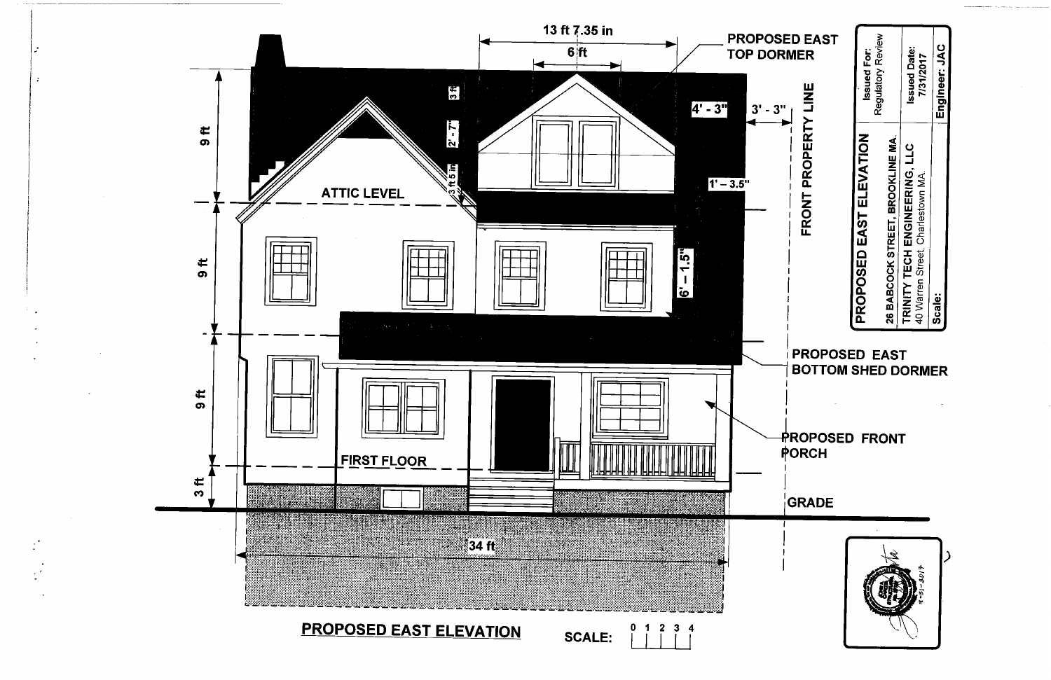# PROPOSED EAST ELEVATION

13 ft 7.35 in

6 ft

PROPOSED EAST TOP DORMER

4' - 3"

3' - 3"

FRONT PROPERTY LINE

1' – 3.5"

3 ft

2' - 7"

3 ft 5 in

9 ft

ATTIC LEVEL

9 ft

6' – 1.5"

9 ft

PROPOSED EAST BOTTOM SHED DORMER

PROPOSED FRONT PORCH

FIRST FLOOR

3 ft

GRADE

34 ft

**PROPOSED EAST ELEVATION**

SCALE: 0 1 2 3 4

| PROPOSED EAST ELEVATION | Issued For: Regulatory Review |
|---|---|
| 26 BABCOCK STREET, BROOKLINE MA. | |
| TRINITY TECH ENGINEERING, LLC<br>40 Warren Street, Charlestown MA. | Issued Date: 7/31/2017 |
| Scale: | Engineer: JAC |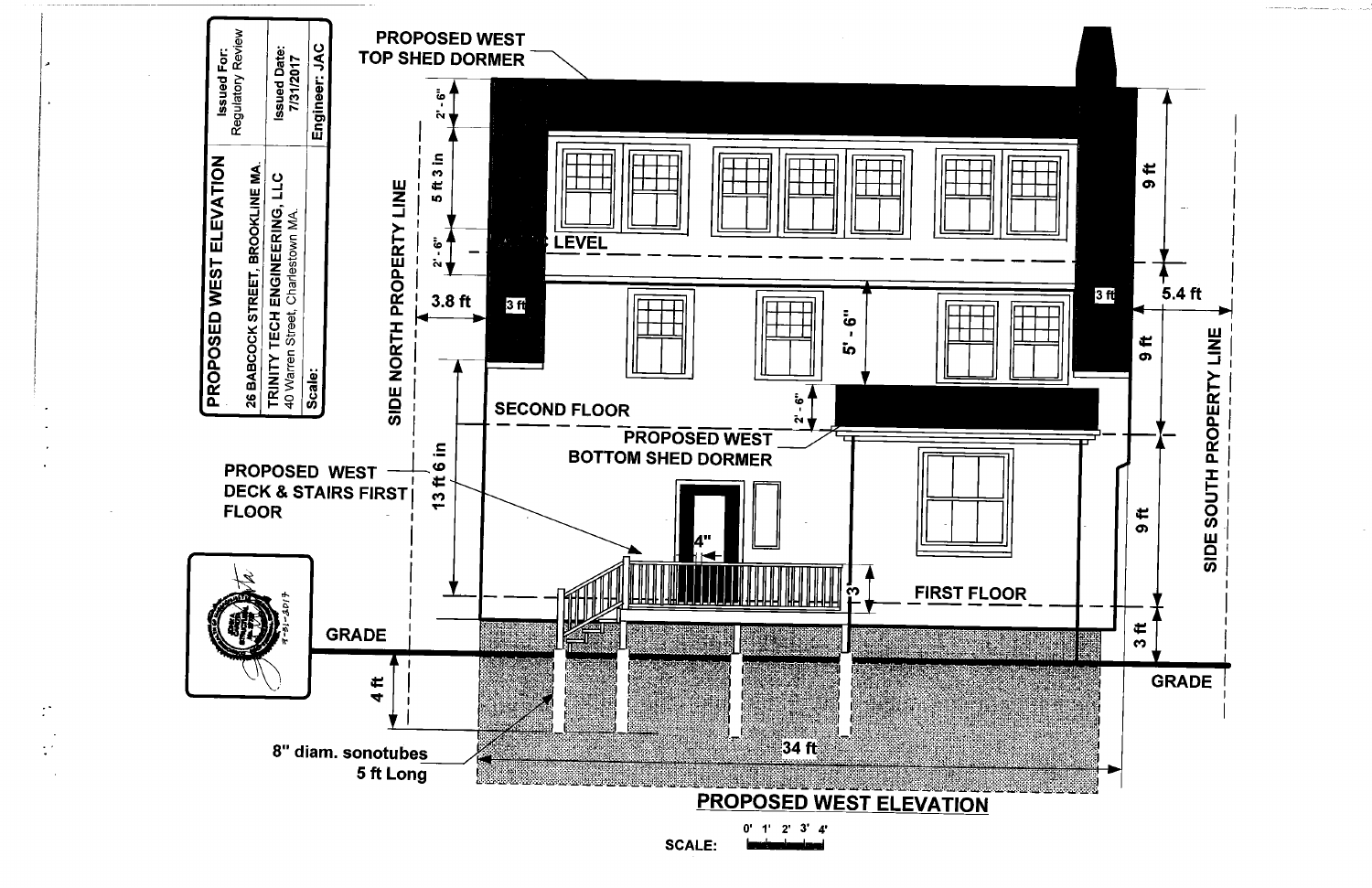# PROPOSED WEST ELEVATION

| PROPOSED WEST ELEVATION | Issued For: Regulatory Review |
| --- | --- |
| 26 BABCOCK STREET, BROOKLINE MA. | |
| TRINITY TECH ENGINEERING, LLC 40 Warren Street, Charlestown MA. | Issued Date: 7/31/2017 |
| Scale: | Engineer: JAC |

PROPOSED WEST TOP SHED DORMER

2' - 6"

5 ft 3 in

2' - 6"

LEVEL

9 ft

3.8 ft

3 ft

3 ft

5.4 ft

5' - 6"

9 ft

SIDE NORTH PROPERTY LINE

SIDE SOUTH PROPERTY LINE

2' - 6"

SECOND FLOOR

PROPOSED WEST BOTTOM SHED DORMER

13 ft 6 in

PROPOSED WEST DECK & STAIRS FIRST FLOOR

9 ft

4"

3'

FIRST FLOOR

GRADE

3 ft

GRADE

4 ft

8" diam. sonotubes 5 ft Long

34 ft

## PROPOSED WEST ELEVATION

SCALE: 0' 1' 2' 3' 4'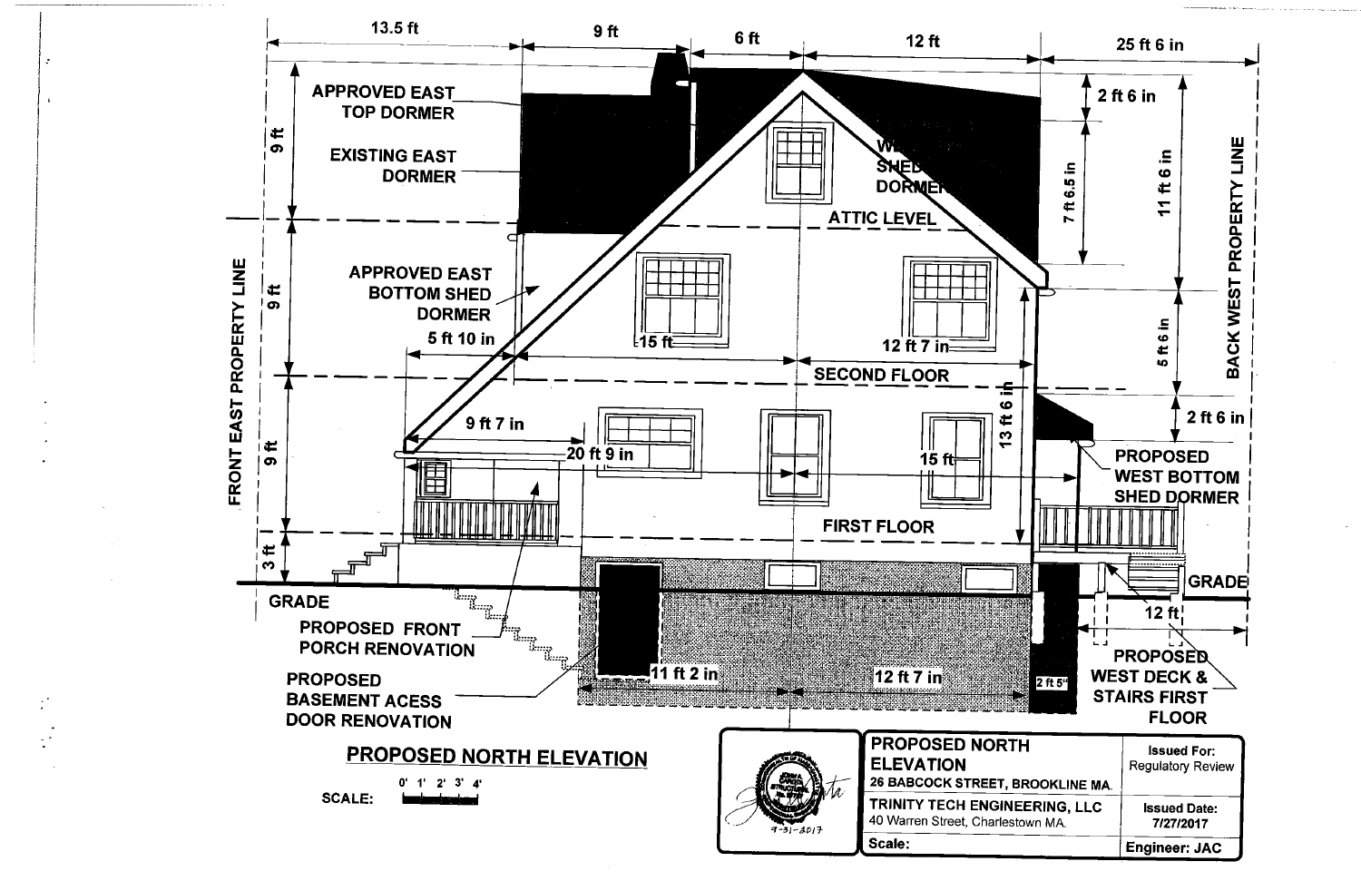# PROPOSED NORTH ELEVATION

13.5 ft | 9 ft | 6 ft | 12 ft | 25 ft 6 in

APPROVED EAST TOP DORMER

EXISTING EAST DORMER

APPROVED EAST BOTTOM SHED DORMER

WEST SHED DORMER

ATTIC LEVEL

SECOND FLOOR

FIRST FLOOR

GRADE

FRONT EAST PROPERTY LINE

BACK WEST PROPERTY LINE

9 ft

9 ft

9 ft

3 ft

2 ft 6 in

7 ft 6.5 in

11 ft 6 in

5 ft 6 in

2 ft 6 in

13 ft 6 in

5 ft 10 in

15 ft

12 ft 7 in

9 ft 7 in

20 ft 9 in

15 ft

11 ft 2 in

12 ft 7 in

2 ft 5"

12 ft

PROPOSED WEST BOTTOM SHED DORMER

PROPOSED FRONT PORCH RENOVATION

PROPOSED BASEMENT ACESS DOOR RENOVATION

PROPOSED WEST DECK & STAIRS FIRST FLOOR

SCALE: 0' 1' 2' 3' 4'

| PROPOSED NORTH ELEVATION 26 BABCOCK STREET, BROOKLINE MA. | Issued For: Regulatory Review |
| --- | --- |
| TRINITY TECH ENGINEERING, LLC 40 Warren Street, Charlestown MA. | Issued Date: 7/27/2017 |
| Scale: | Engineer: JAC |

7-31-2017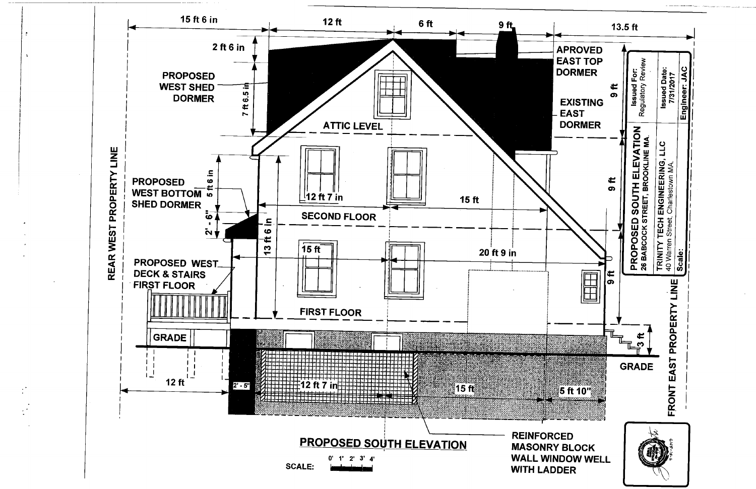# PROPOSED SOUTH ELEVATION

15 ft 6 in | 12 ft | 6 ft | 9 ft | 13.5 ft

2 ft 6 in

7 ft 6.5 in

PROPOSED WEST SHED DORMER

APROVED EAST TOP DORMER

EXISTING EAST DORMER

ATTIC LEVEL

9 ft

9 ft

9 ft

PROPOSED WEST BOTTOM SHED DORMER

5 ft 6 in

2' - 6"

13 ft 6 in

12 ft 7 in

15 ft

SECOND FLOOR

15 ft

20 ft 9 in

PROPOSED WEST DECK & STAIRS FIRST FLOOR

FIRST FLOOR

GRADE

GRADE

3 ft

12 ft

2' - 5"

12 ft 7 in

15 ft

5 ft 10"

REAR WEST PROPERTY LINE

FRONT EAST PROPERTY LINE

REINFORCED MASONRY BLOCK WALL WINDOW WELL WITH LADDER

**PROPOSED SOUTH ELEVATION**

SCALE: 0' 1' 2' 3' 4'

| **PROPOSED SOUTH ELEVATION** 26 BABCOCK STREET, BROOKLINE MA. | Issued For: Regulatory Review |
|---|---|
| TRINITY TECH ENGINEERING, LLC 40 Warren Street, Charlestown MA. | Issued Date: 7/31/2017 |
| Scale: | Engineer: JAC |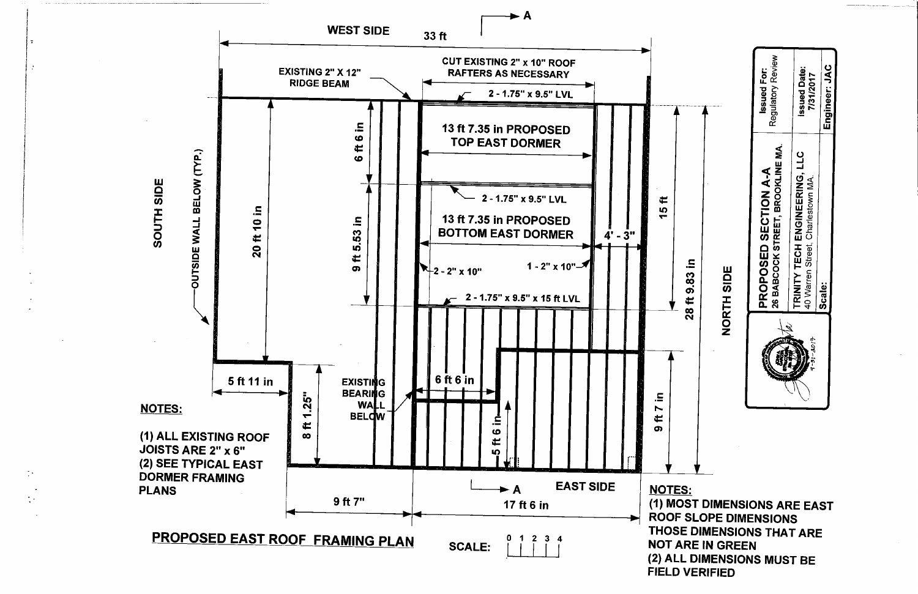## PROPOSED EAST ROOF FRAMING PLAN

SCALE: 0 1 2 3 4

WEST SIDE — 33 ft

A

EXISTING 2" X 12" RIDGE BEAM

CUT EXISTING 2" x 10" ROOF RAFTERS AS NECESSARY

2 - 1.75" x 9.5" LVL

13 ft 7.35 in PROPOSED TOP EAST DORMER

6 ft 6 in

2 - 1.75" x 9.5" LVL

13 ft 7.35 in PROPOSED BOTTOM EAST DORMER

9 ft 5.53 in

4' - 3"

15 ft

2 - 2" x 10"

1 - 2" x 10"

2 - 1.75" x 9.5" x 15 ft LVL

28 ft 9.83 in

SOUTH SIDE

OUTSIDE WALL BELOW (TYP.)

20 ft 10 in

NORTH SIDE

5 ft 11 in

8 ft 1.25"

EXISTING BEARING WALL BELOW

6 ft 6 in

5 ft 6 in

9 ft 7 in

9 ft 7"

17 ft 6 in

A

EAST SIDE

**NOTES:**

(1) ALL EXISTING ROOF JOISTS ARE 2" x 6"
(2) SEE TYPICAL EAST DORMER FRAMING PLANS

**NOTES:**

(1) MOST DIMENSIONS ARE EAST ROOF SLOPE DIMENSIONS THOSE DIMENSIONS THAT ARE NOT ARE IN GREEN
(2) ALL DIMENSIONS MUST BE FIELD VERIFIED

| PROPOSED SECTION A-A<br>26 BABCOCK STREET, BROOKLINE MA. | Issued For:<br>Regulatory Review |
|---|---|
| TRINITY TECH ENGINEERING, LLC<br>40 Warren Street, Charlestown MA. | Issued Date:<br>7/31/2017 |
| Scale: | Engineer: JAC |

7-31-2017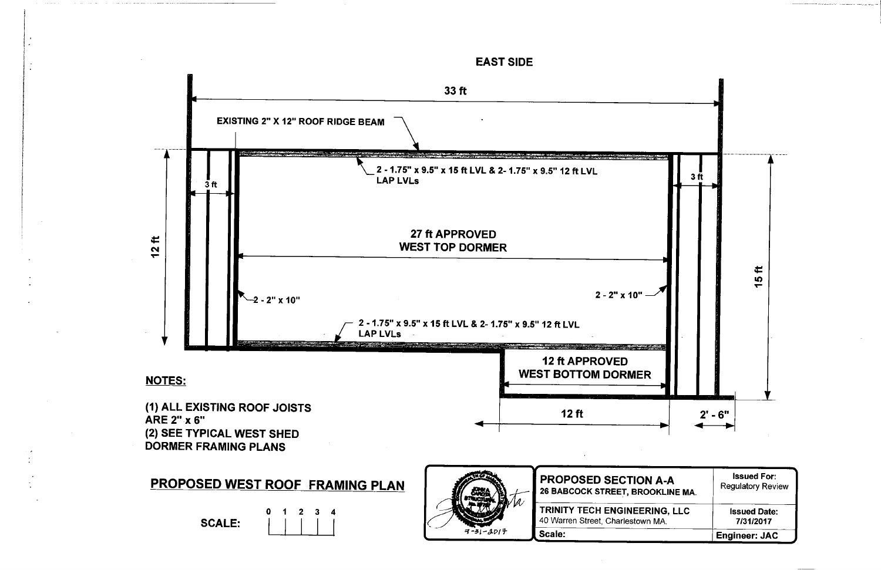EAST SIDE

33 ft

EXISTING 2" X 12" ROOF RIDGE BEAM

2 - 1.75" x 9.5" x 15 ft LVL & 2- 1.75" x 9.5" 12 ft LVL LAP LVLs

3 ft

3 ft

12 ft

27 ft APPROVED WEST TOP DORMER

15 ft

2 - 2" x 10"

2 - 2" x 10"

2 - 1.75" x 9.5" x 15 ft LVL & 2- 1.75" x 9.5" 12 ft LVL LAP LVLs

12 ft APPROVED WEST BOTTOM DORMER

12 ft

2' - 6"

**NOTES:**

(1) ALL EXISTING ROOF JOISTS ARE 2" x 6"
(2) SEE TYPICAL WEST SHED DORMER FRAMING PLANS

## PROPOSED WEST ROOF FRAMING PLAN

SCALE: 0 1 2 3 4

| PROPOSED SECTION A-A<br>26 BABCOCK STREET, BROOKLINE MA. | Issued For:<br>Regulatory Review |
|---|---|
| TRINITY TECH ENGINEERING, LLC<br>40 Warren Street, Charlestown MA. | Issued Date:<br>7/31/2017 |
| Scale: | Engineer: JAC |

7-31-2017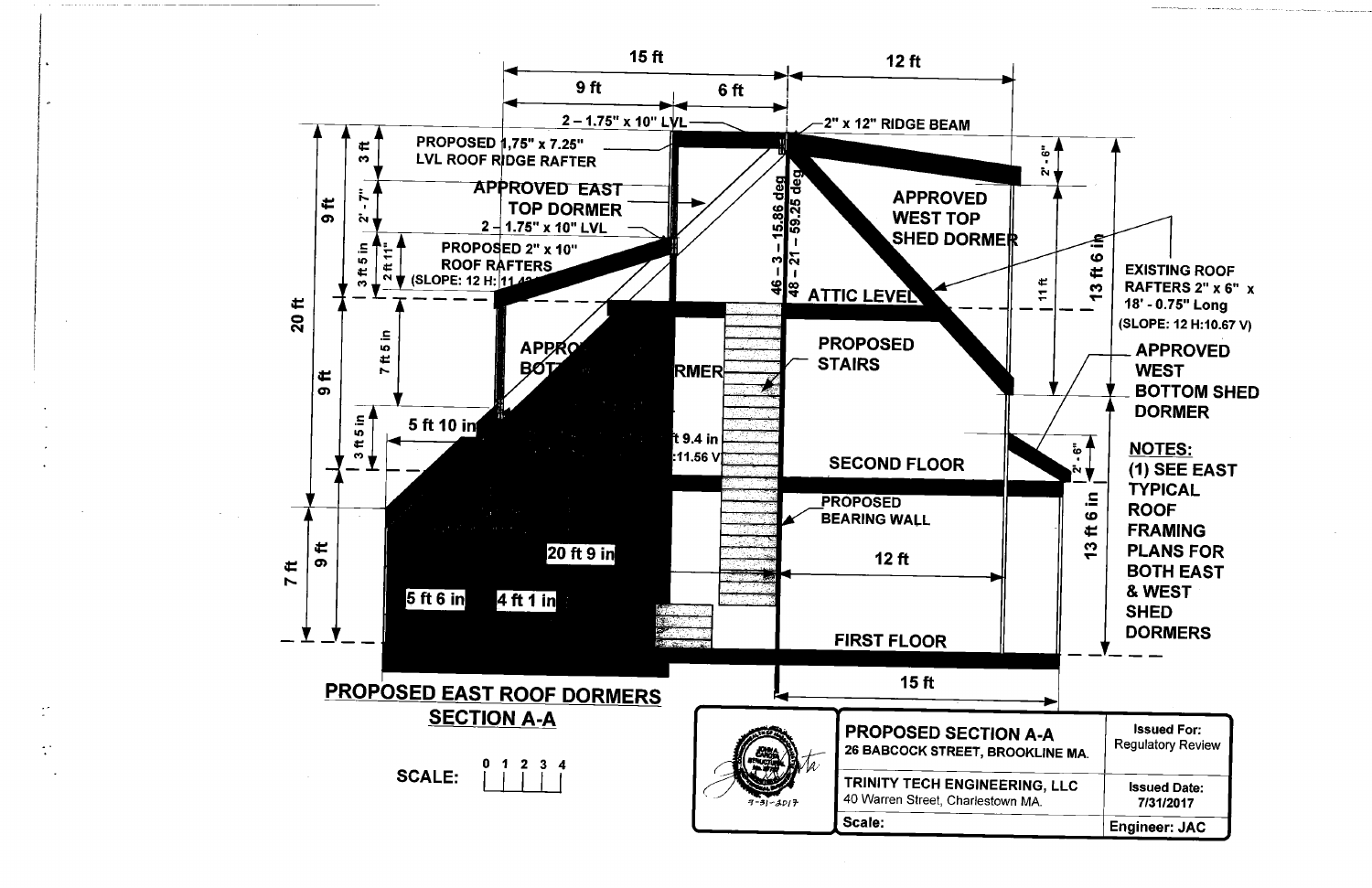15 ft

9 ft

6 ft

12 ft

2 – 1.75" x 10" LVL

2" x 12" RIDGE BEAM

PROPOSED 1.75" x 7.25" LVL ROOF RIDGE RAFTER

APPROVED EAST TOP DORMER

2 – 1.75" x 10" LVL

PROPOSED 2" x 10" ROOF RAFTERS (SLOPE: 12 H: 11.4...)

46 – 3 – 15.86 deg

48 – 21 – 59.25 deg

APPROVED WEST TOP SHED DORMER

ATTIC LEVEL

APPRO... BOT... RMER

PROPOSED STAIRS

5 ft 10 in

...ft 9.4 in

...:11.56 V

SECOND FLOOR

PROPOSED BEARING WALL

20 ft 9 in

12 ft

5 ft 6 in

4 ft 1 in

FIRST FLOOR

15 ft

3 ft

2'-7"

3 ft 5 in

2 ft 11"

9 ft

20 ft

7 ft 5 in

9 ft

3 ft 5 in

7 ft

9 ft

2'-6"

11 ft

13 ft 6 in

2'-6"

13 ft 6 in

EXISTING ROOF RAFTERS 2" x 6" x 18' - 0.75" Long (SLOPE: 12 H:10.67 V)

APPROVED WEST BOTTOM SHED DORMER

**NOTES:**

(1) SEE EAST TYPICAL ROOF FRAMING PLANS FOR BOTH EAST & WEST SHED DORMERS

## PROPOSED EAST ROOF DORMERS SECTION A-A

SCALE: 0 1 2 3 4

| PROPOSED SECTION A-A<br>26 BABCOCK STREET, BROOKLINE MA. | Issued For:<br>Regulatory Review |
|---|---|
| TRINITY TECH ENGINEERING, LLC<br>40 Warren Street, Charlestown MA. | Issued Date:<br>7/31/2017 |
| Scale: | Engineer: JAC |

7-31-2017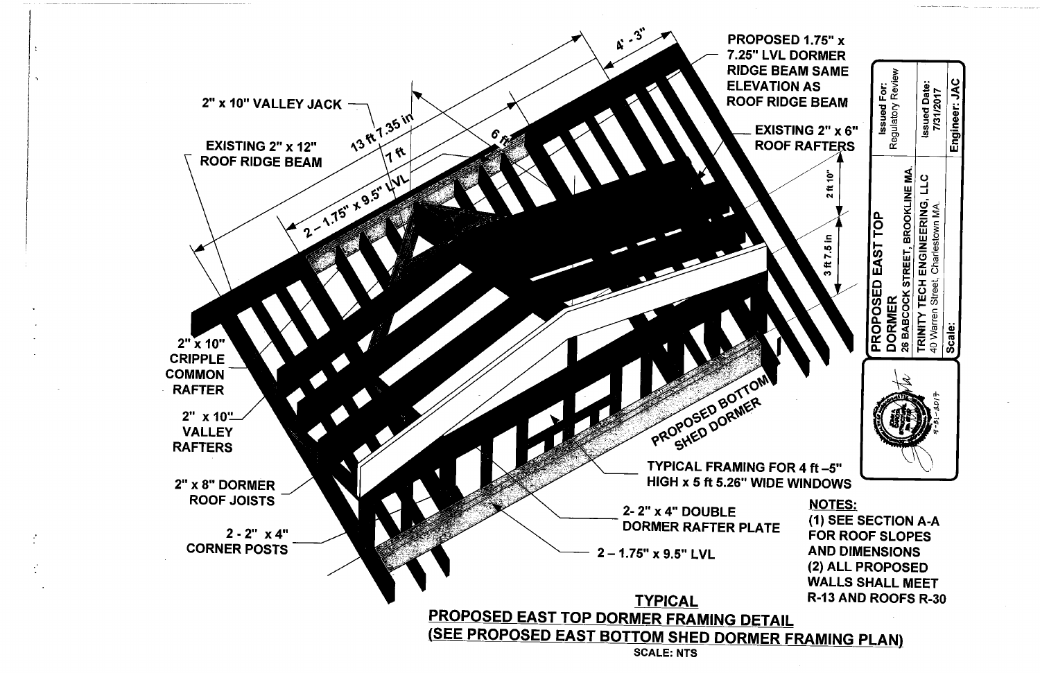PROPOSED 1.75" x 7.25" LVL DORMER RIDGE BEAM SAME ELEVATION AS ROOF RIDGE BEAM

2" x 10" VALLEY JACK

EXISTING 2" x 12" ROOF RIDGE BEAM

EXISTING 2" x 6" ROOF RAFTERS

4' - 3"

13 ft 7.35 in

7 ft

6 ft

2 – 1.75" x 9.5" LVL

2 ft 10"

3 ft 7.5 in

2" x 10" CRIPPLE COMMON RAFTER

2" x 10" VALLEY RAFTERS

PROPOSED BOTTOM SHED DORMER

2" x 8" DORMER ROOF JOISTS

TYPICAL FRAMING FOR 4 ft –5" HIGH x 5 ft 5.26" WIDE WINDOWS

2- 2" x 4" DOUBLE DORMER RAFTER PLATE

2 - 2" x 4" CORNER POSTS

2 – 1.75" x 9.5" LVL

**NOTES:**

(1) SEE SECTION A-A FOR ROOF SLOPES AND DIMENSIONS

(2) ALL PROPOSED WALLS SHALL MEET R-13 AND ROOFS R-30

**TYPICAL**

**PROPOSED EAST TOP DORMER FRAMING DETAIL**

**(SEE PROPOSED EAST BOTTOM SHED DORMER FRAMING PLAN)**

SCALE: NTS

| PROPOSED EAST TOP DORMER | Issued For: Regulatory Review |
| --- | --- |
| 26 BABCOCK STREET, BROOKLINE MA. | Issued Date: 7/31/2017 |
| TRINITY TECH ENGINEERING, LLC 40 Warren Street, Charlestown MA. | |
| Scale: | Engineer: JAC |

7-31-2017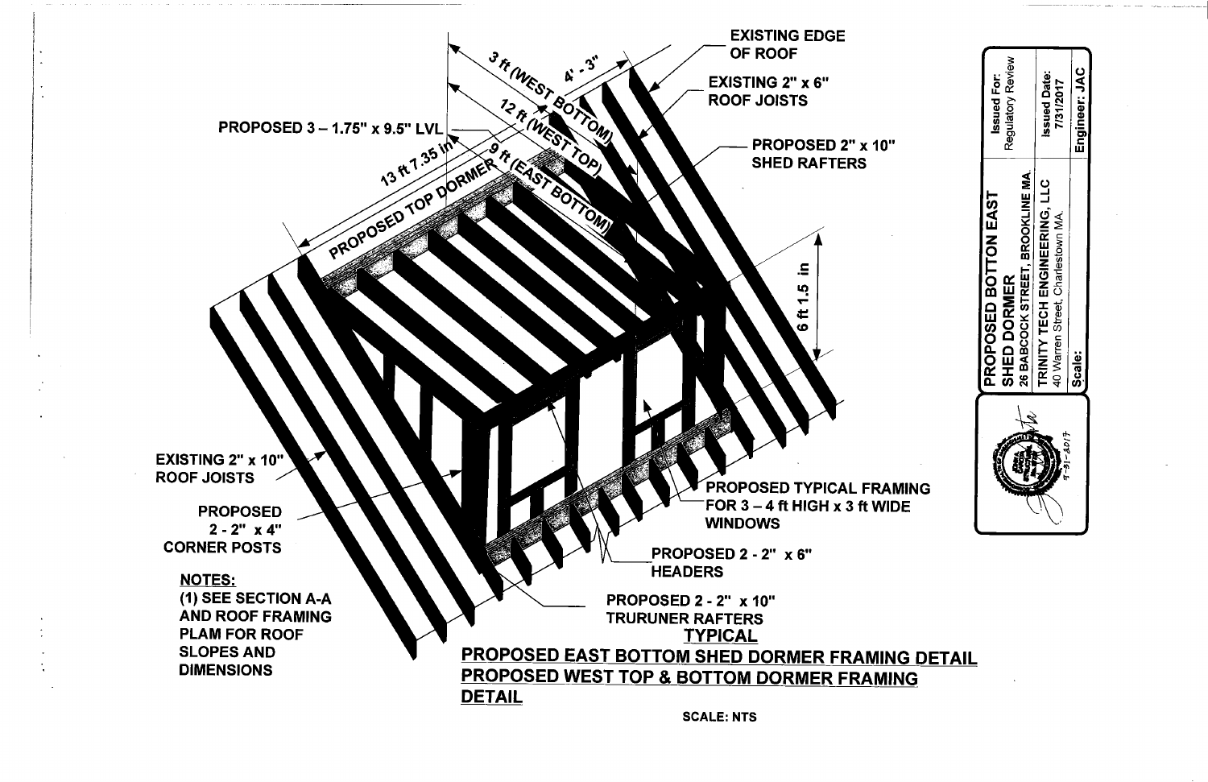EXISTING EDGE OF ROOF

EXISTING 2" x 6" ROOF JOISTS

PROPOSED 3 – 1.75" x 9.5" LVL

3 ft (WEST BOTTOM)

4' - 3"

12 ft (WEST TOP)

9 ft (EAST BOTTOM)

13 ft 7.35 in

PROPOSED TOP DORMER

PROPOSED 2" x 10" SHED RAFTERS

6 ft 1.5 in

EXISTING 2" x 10" ROOF JOISTS

PROPOSED 2 - 2" x 4" CORNER POSTS

PROPOSED TYPICAL FRAMING FOR 3 – 4 ft HIGH x 3 ft WIDE WINDOWS

PROPOSED 2 - 2" x 6" HEADERS

PROPOSED 2 - 2" x 10" TRURUNER RAFTERS

**NOTES:**

(1) SEE SECTION A-A AND ROOF FRAMING PLAM FOR ROOF SLOPES AND DIMENSIONS

**TYPICAL**

**PROPOSED EAST BOTTOM SHED DORMER FRAMING DETAIL**

**PROPOSED WEST TOP & BOTTOM DORMER FRAMING DETAIL**

SCALE: NTS

| PROPOSED BOTTON EAST SHED DORMER | Issued For: Regulatory Review |
|---|---|
| 26 BABCOCK STREET, BROOKLINE MA. | |
| TRINITY TECH ENGINEERING, LLC 40 Warren Street, Charlestown MA. | Issued Date: 7/31/2017 |
| Scale: | Engineer: JAC |

7-31-2017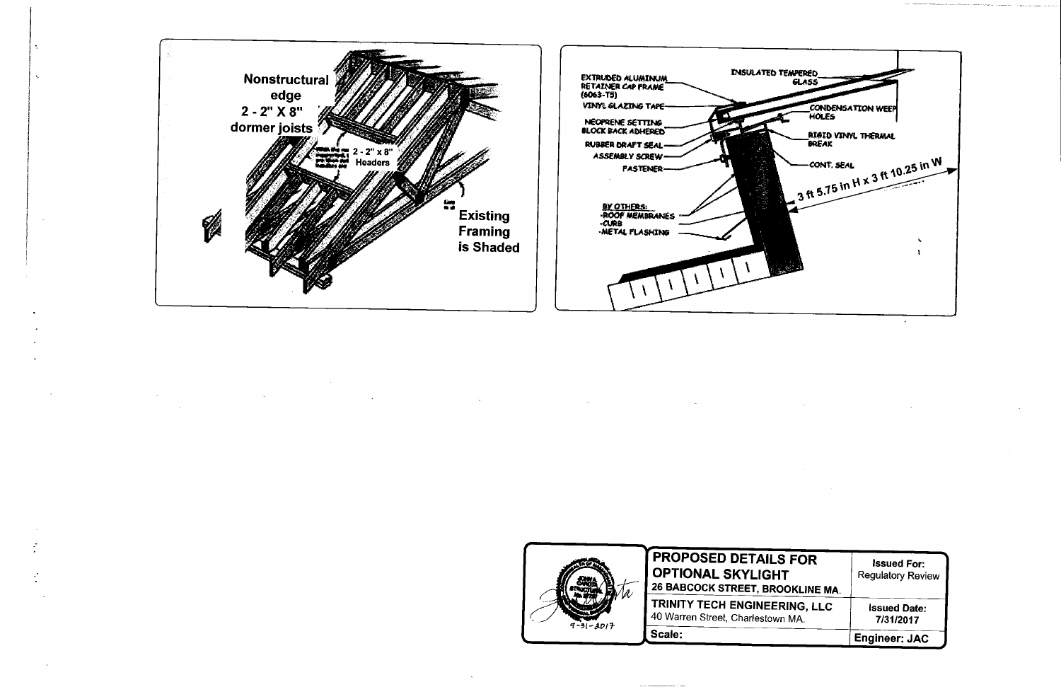Nonstructural edge
2 - 2" X 8" dormer joists

2 - 2" x 8" Headers

Existing Framing is Shaded

EXTRUDED ALUMINUM RETAINER CAP FRAME (6063-T5)
VINYL GLAZING TAPE
NEOPRENE SETTING BLOCK BACK ADHERED
RUBBER DRAFT SEAL
ASSEMBLY SCREW
FASTENER

INSULATED TEMPERED GLASS
CONDENSATION WEEP HOLES
RIGID VINYL THERMAL BREAK
CONT. SEAL

3 ft 5.75 in H x 3 ft 10.25 in W

BY OTHERS:
- ROOF MEMBRANES
- CURB
- METAL FLASHING

| PROPOSED DETAILS FOR OPTIONAL SKYLIGHT 26 BABCOCK STREET, BROOKLINE MA. | Issued For: Regulatory Review |
|---|---|
| TRINITY TECH ENGINEERING, LLC 40 Warren Street, Charlestown MA. | Issued Date: 7/31/2017 |
| Scale: | Engineer: JAC |

7-31-2017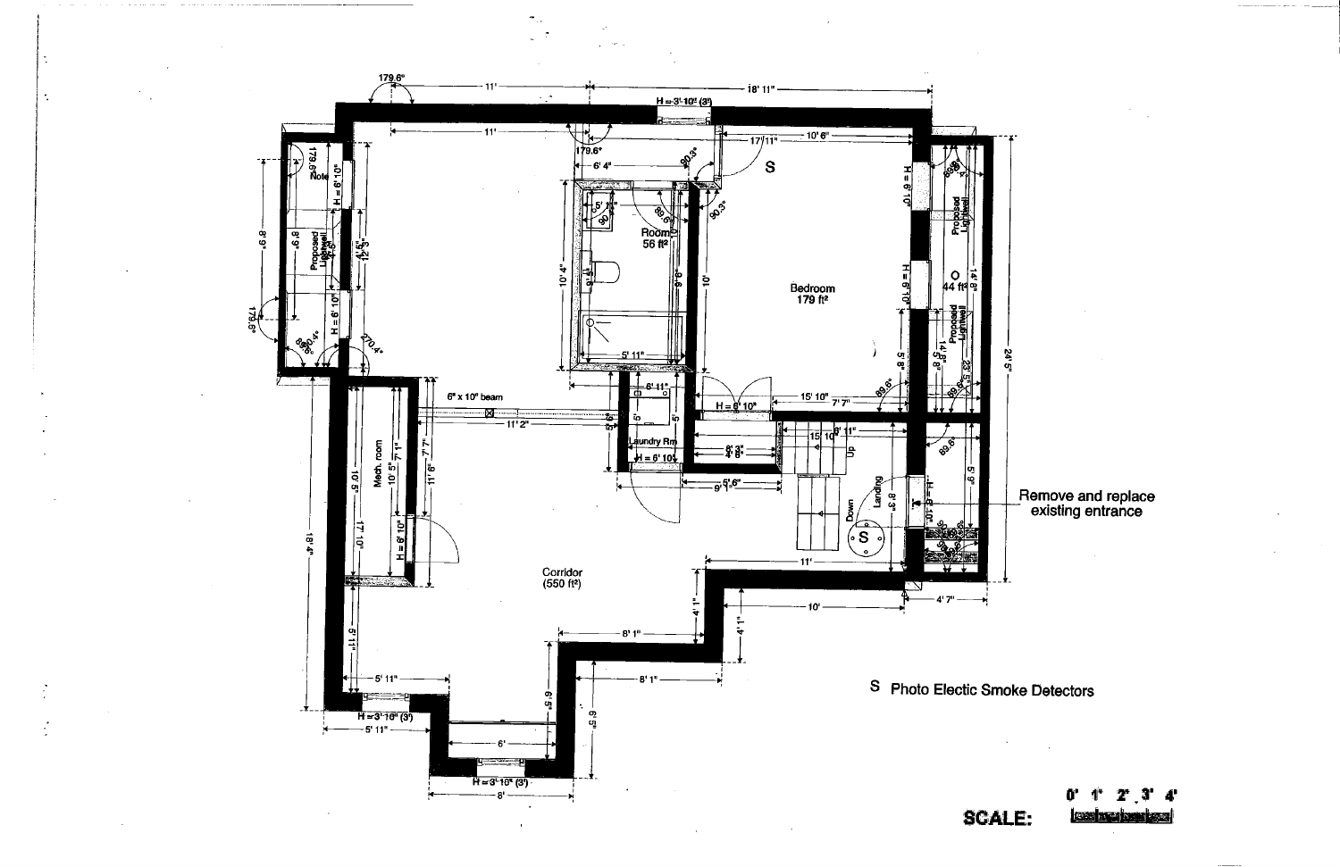Remove and replace existing entrance

S Photo Electic Smoke Detectors

SCALE: 0' 1' 2' 3' 4'

Bedroom 179 ft²

Room 56 ft²

Corridor (550 ft²)

Mech. room

Laundry Rm

6" x 10" beam

Proposed Lightwell

Landing

Up

Down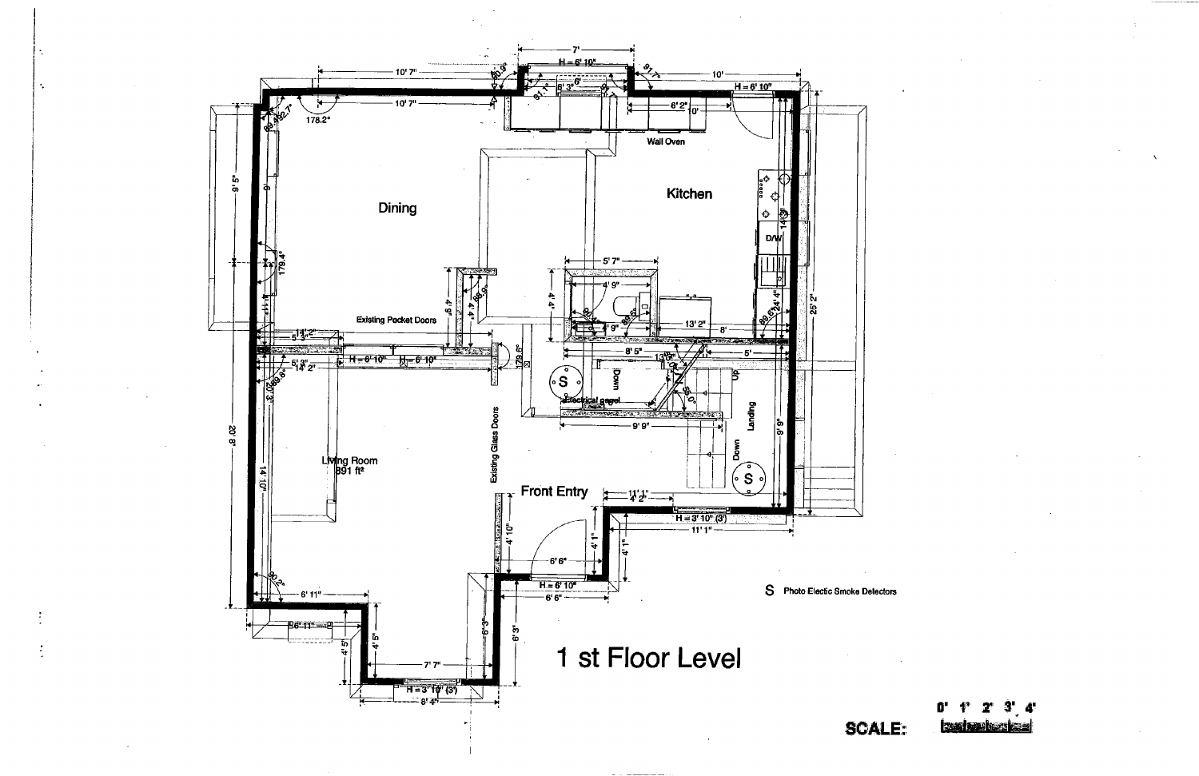# 1 st Floor Level

Dining

Kitchen

Wall Oven

D/W

Existing Pocket Doors

Living Room
891 ft²

Existing Glass Doors

Front Entry

Electrical panel

Down

Up

Landing

Down

S Photo Electic Smoke Detectors

SCALE: 0' 1' 2' 3' 4'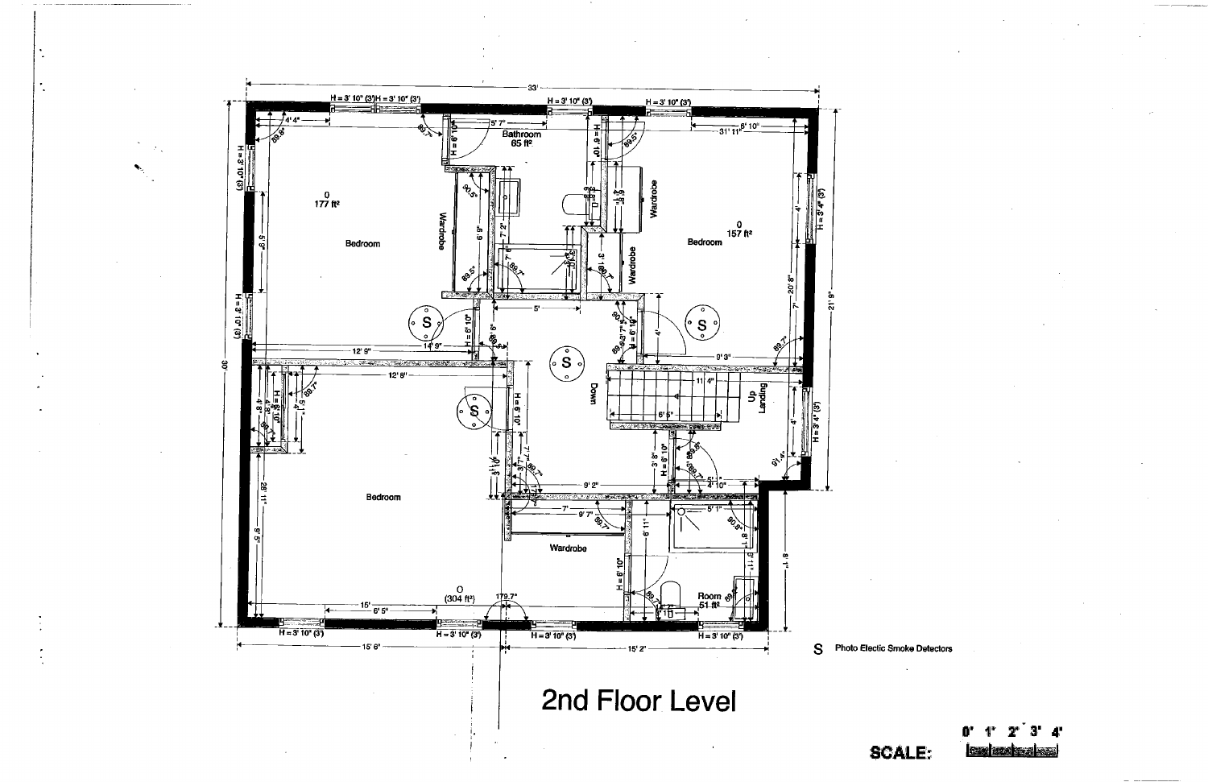# 2nd Floor Level

Bedroom 177 ft²

Bathroom 65 ft²

Bedroom 157 ft²

Bedroom (304 ft²)

Room 51 ft²

Wardrobe

Landing

S Photo Electic Smoke Detectors

SCALE: 0' 1' 2' 3' 4'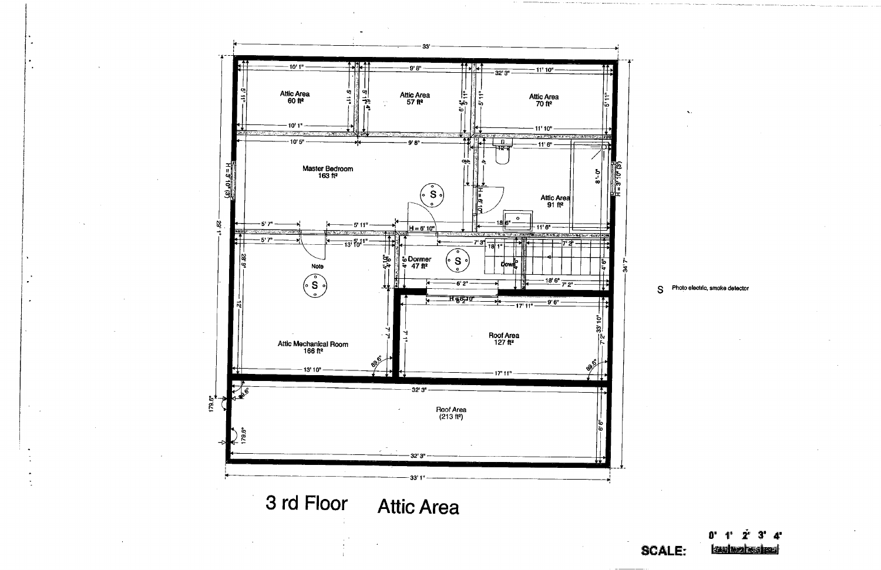# 3 rd Floor Attic Area

| Room | Area |
|---|---|
| Attic Area | 60 ft² |
| Attic Area | 57 ft² |
| Attic Area | 70 ft² |
| Master Bedroom | 163 ft² |
| Attic Area | 91 ft² |
| Dormer | 47 ft² |
| Attic Mechanical Room | 166 ft² |
| Roof Area | 127 ft² |
| Roof Area | (213 ft²) |

S Photo electric, smoke detector

**SCALE:** 0' 1' 2' 3' 4'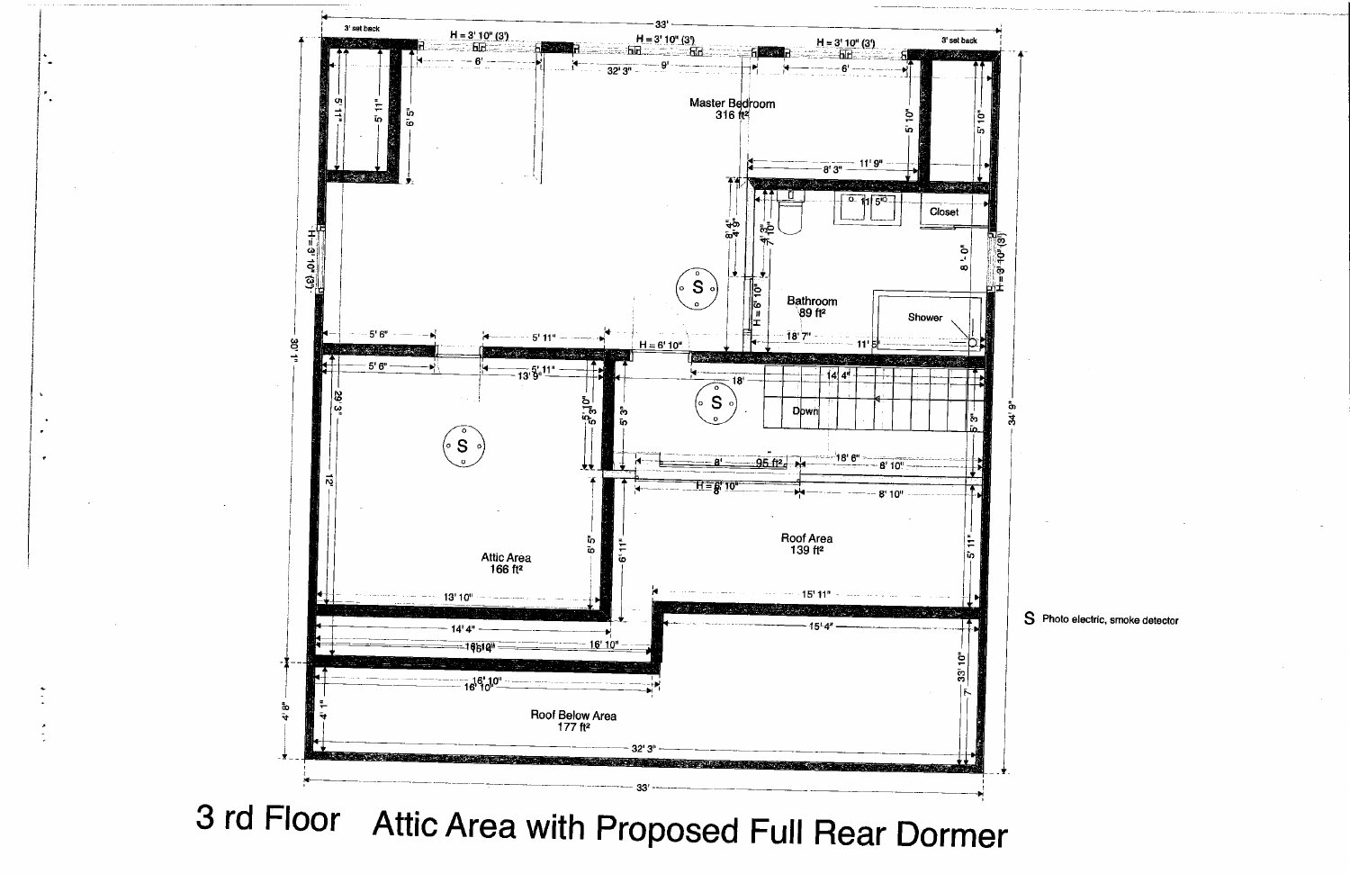3' set back

H = 3' 10" (3')

H = 3' 10" (3')

H = 3' 10" (3')

3' set back

33'

6'

9'

6'

32' 3"

Master Bedroom
316 ft²

5' 11"

5' 11"

6' 5"

5' 10"

5' 10"

11' 9"

8' 3"

11' 5"

Closet

8' 4"

4' 9"

4' 3"

7' 10"

8' 0"

H = 3' 10" (3')

H = 3' 10" (3')

H = 6' 10"

Bathroom
89 ft²

Shower

18' 7"

11'

30' 1"

34' 9"

5' 6"

5' 11"

H = 6' 10"

5' 6"

5' 11"

13' 9"

18'

14' 4"

Down

29' 3"

5' 10"

5' 3"

5' 3"

5' 3"

8'

95 ft²

18' 6"

8' 10"

H = 6' 10"

8'

8' 10"

12'

Attic Area
166 ft²

6' 5"

6' 11"

Roof Area
139 ft²

5' 11"

13' 10"

15' 11"

15' 4"

14' 4"

16' 10"

16' 10"

33' 10"

7'

16' 10"

16' 10"

4' 8"

4' 1"

Roof Below Area
177 ft²

32' 3"

33'

S Photo electric, smoke detector

# 3 rd Floor Attic Area with Proposed Full Rear Dormer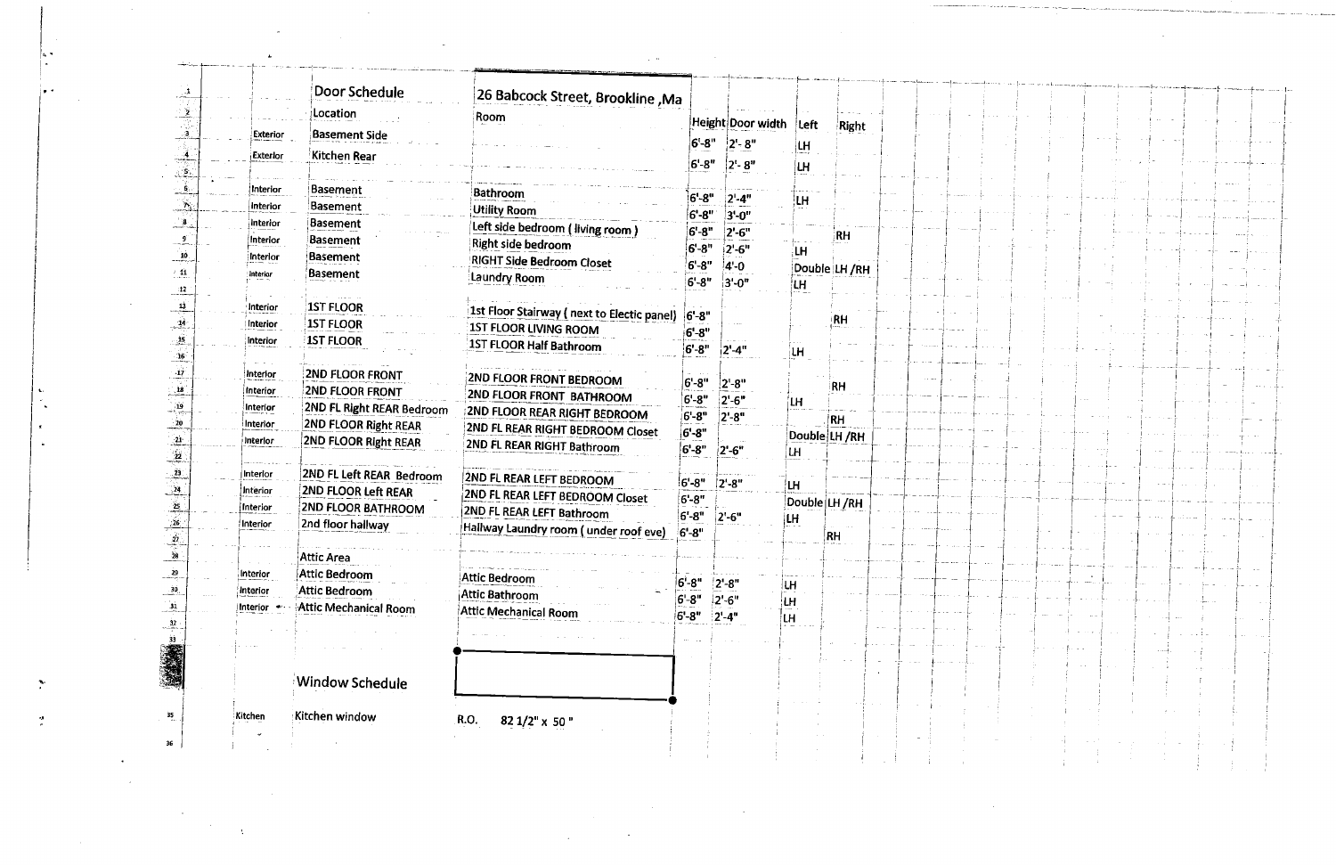# Door Schedule

## 26 Babcock Street, Brookline ,Ma

| | | | | | | |
|---|---|---|---|---|---|---|
| | Location | Room | Height | Door width | Left | Right |
| Exterior | Basement Side | | 6'-8" | 2'- 8" | LH | |
| Exterior | Kitchen Rear | | 6'-8" | 2'- 8" | LH | |
| | | | | | | |
| Interior | Basement | Bathroom | 6'-8" | 2'-4" | LH | |
| Interior | Basement | Utility Room | 6'-8" | 3'-0" | | |
| Interior | Basement | Left side bedroom ( living room ) | 6'-8" | 2'-6" | | RH |
| Interior | Basement | Right side bedroom | 6'-8" | 2'-6" | LH | |
| Interior | Basement | RIGHT Side Bedroom Closet | 6'-8" | 4'-0 | Double | LH /RH |
| Interior | Basement | Laundry Room | 6'-8" | 3'-0" | LH | |
| | | | | | | |
| Interior | 1ST FLOOR | 1st Floor Stairway ( next to Electic panel) | 6'-8" | | | RH |
| Interior | 1ST FLOOR | 1ST FLOOR LIVING ROOM | 6'-8" | | | |
| Interior | 1ST FLOOR | 1ST FLOOR Half Bathroom | 6'-8" | 2'-4" | LH | |
| | | | | | | |
| Interior | 2ND FLOOR FRONT | 2ND FLOOR FRONT BEDROOM | 6'-8" | 2'-8" | | RH |
| Interior | 2ND FLOOR FRONT | 2ND FLOOR FRONT BATHROOM | 6'-8" | 2'-6" | LH | |
| Interior | 2ND FL Right REAR Bedroom | 2ND FLOOR REAR RIGHT BEDROOM | 6'-8" | 2'-8" | | RH |
| Interior | 2ND FLOOR Right REAR | 2ND FL REAR RIGHT BEDROOM Closet | 6'-8" | | Double | LH /RH |
| Interior | 2ND FLOOR Right REAR | 2ND FL REAR RIGHT Bathroom | 6'-8" | 2'-6" | LH | |
| | | | | | | |
| Interior | 2ND FL Left REAR Bedroom | 2ND FL REAR LEFT BEDROOM | 6'-8" | 2'-8" | LH | |
| Interior | 2ND FLOOR Left REAR | 2ND FL REAR LEFT BEDROOM Closet | 6'-8" | | Double | LH /RH |
| Interior | 2ND FLOOR BATHROOM | 2ND FL REAR LEFT Bathroom | 6'-8" | 2'-6" | LH | |
| Interior | 2nd floor hallway | Hallway Laundry room ( under roof eve) | 6'-8" | | | RH |
| | | | | | | |
| | Attic Area | | | | | |
| Interior | Attic Bedroom | Attic Bedroom | 6'-8" | 2'-8" | LH | |
| Interior | Attic Bedroom | Attic Bathroom | 6'-8" | 2'-6" | LH | |
| Interior | Attic Mechanical Room | Attic Mechanical Room | 6'-8" | 2'-4" | LH | |

# Window Schedule

| | | | |
|---|---|---|---|
| Kitchen | Kitchen window | R.O. | 82 1/2" x 50 " |